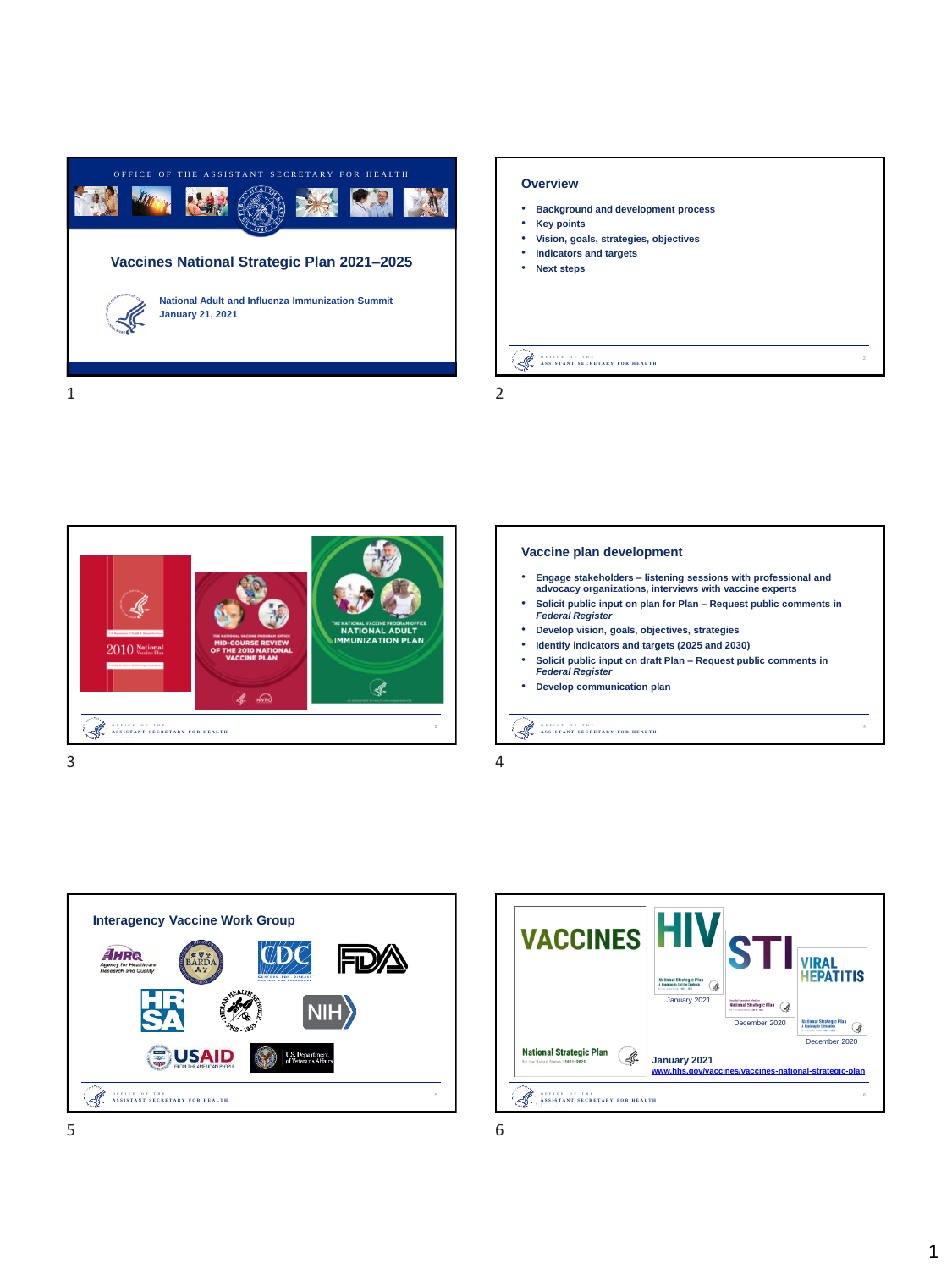## Slide 1

OFFICE OF THE ASSISTANT SECRETARY FOR HEALTH

# Vaccines National Strategic Plan 2021–2025

National Adult and Influenza Immunization Summit
January 21, 2021

## Slide 2

### Overview

- Background and development process
- Key points
- Vision, goals, strategies, objectives
- Indicators and targets
- Next steps

## Slide 3

2010 National Vaccine Plan

THE NATIONAL VACCINE PROGRAM OFFICE MID-COURSE REVIEW OF THE 2010 NATIONAL VACCINE PLAN

THE NATIONAL VACCINE PROGRAM OFFICE NATIONAL ADULT IMMUNIZATION PLAN

## Slide 4

### Vaccine plan development

- Engage stakeholders – listening sessions with professional and advocacy organizations, interviews with vaccine experts
- Solicit public input on plan for Plan – Request public comments in *Federal Register*
- Develop vision, goals, objectives, strategies
- Identify indicators and targets (2025 and 2030)
- Solicit public input on draft Plan – Request public comments in *Federal Register*
- Develop communication plan

## Slide 5

### Interagency Vaccine Work Group

AHRQ Agency for Healthcare Research and Quality; BARDA; CDC; FDA; HRSA; Indian Health Service; NIH; USAID From the American People; U.S. Department of Veterans Affairs

## Slide 6

VACCINES National Strategic Plan — January 2021
www.hhs.gov/vaccines/vaccines-national-strategic-plan

HIV National Strategic Plan — January 2021

STI National Strategic Plan — December 2020

VIRAL HEPATITIS National Strategic Plan — December 2020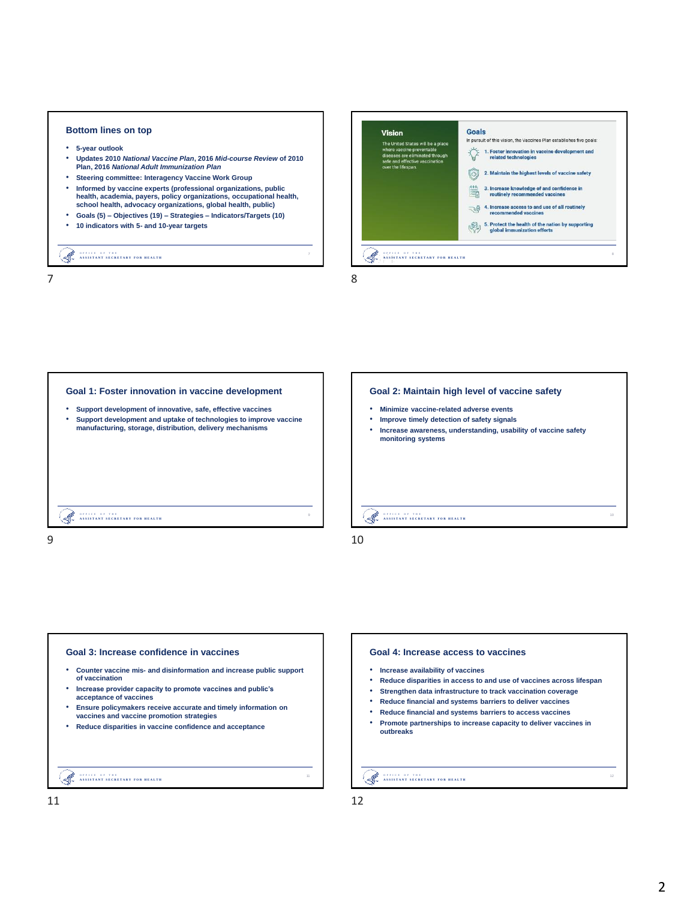## Bottom lines on top

- **5-year outlook**
- **Updates 2010 *National Vaccine Plan*, 2016 *Mid-course Review* of 2010 Plan, 2016 *National Adult Immunization Plan***
- **Steering committee: Interagency Vaccine Work Group**
- **Informed by vaccine experts (professional organizations, public health, academia, payers, policy organizations, occupational health, school health, advocacy organizations, global health, public)**
- **Goals (5) – Objectives (19) – Strategies – Indicators/Targets (10)**
- **10 indicators with 5- and 10-year targets**

## Vision

The United States will be a place where vaccine-preventable diseases are eliminated through safe and effective vaccination over the lifespan.

## Goals

In pursuit of this vision, the Vaccines Plan establishes five goals:

1. **Foster innovation in vaccine development and related technologies**
2. **Maintain the highest levels of vaccine safety**
3. **Increase knowledge of and confidence in routinely recommended vaccines**
4. **Increase access to and use of all routinely recommended vaccines**
5. **Protect the health of the nation by supporting global immunization efforts**

## Goal 1: Foster innovation in vaccine development

- **Support development of innovative, safe, effective vaccines**
- **Support development and uptake of technologies to improve vaccine manufacturing, storage, distribution, delivery mechanisms**

## Goal 2: Maintain high level of vaccine safety

- **Minimize vaccine-related adverse events**
- **Improve timely detection of safety signals**
- **Increase awareness, understanding, usability of vaccine safety monitoring systems**

## Goal 3: Increase confidence in vaccines

- **Counter vaccine mis- and disinformation and increase public support of vaccination**
- **Increase provider capacity to promote vaccines and public's acceptance of vaccines**
- **Ensure policymakers receive accurate and timely information on vaccines and vaccine promotion strategies**
- **Reduce disparities in vaccine confidence and acceptance**

## Goal 4: Increase access to vaccines

- **Increase availability of vaccines**
- **Reduce disparities in access to and use of vaccines across lifespan**
- **Strengthen data infrastructure to track vaccination coverage**
- **Reduce financial and systems barriers to deliver vaccines**
- **Reduce financial and systems barriers to access vaccines**
- **Promote partnerships to increase capacity to deliver vaccines in outbreaks**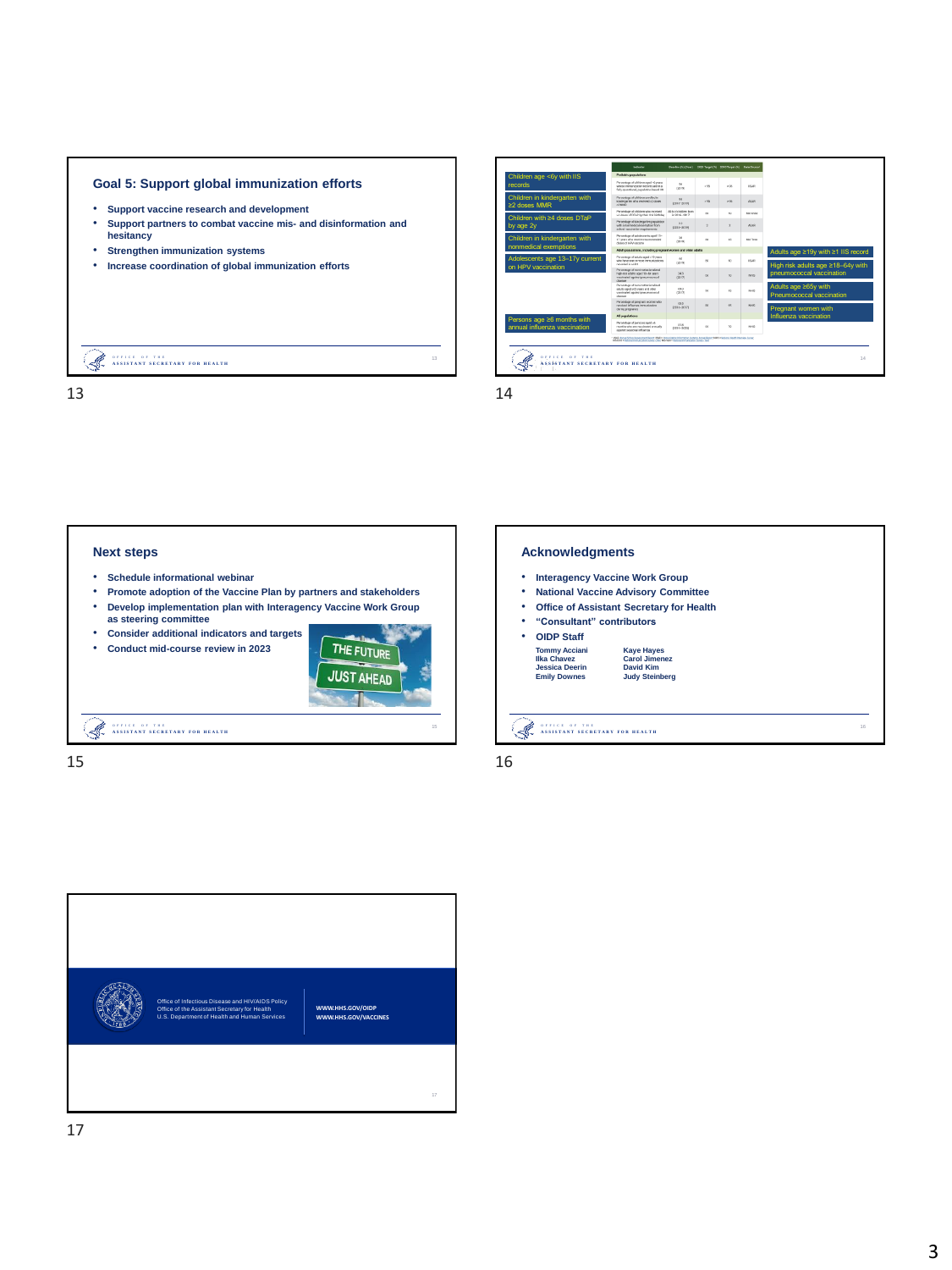## Goal 5: Support global immunization efforts

- Support vaccine research and development
- Support partners to combat vaccine mis- and disinformation and hesitancy
- Strengthen immunization systems
- Increase coordination of global immunization efforts

Children age <6y with IIS records

Children in kindergarten with ≥2 doses MMR

Children with ≥4 doses DTaP by age 2y

Children in kindergarten with nonmedical exemptions

Adolescents age 13–17y current on HPV vaccination

Persons age ≥6 months with annual influenza vaccination

Adults age ≥19y with ≥1 IIS record

High risk adults age ≥18–64y with pneumococcal vaccination

Adults age ≥65y with Pneumococcal vaccination

Pregnant women with Influenza vaccination

## Next steps

- Schedule informational webinar
- Promote adoption of the Vaccine Plan by partners and stakeholders
- Develop implementation plan with Interagency Vaccine Work Group as steering committee
- Consider additional indicators and targets
- Conduct mid-course review in 2023

THE FUTURE
JUST AHEAD

## Acknowledgments

- Interagency Vaccine Work Group
- National Vaccine Advisory Committee
- Office of Assistant Secretary for Health
- "Consultant" contributors
- OIDP Staff

| | |
|---|---|
| Tommy Acciani | Kaye Hayes |
| Ilka Chavez | Carol Jimenez |
| Jessica Deerin | David Kim |
| Emily Downes | Judy Steinberg |

Office of Infectious Disease and HIV/AIDS Policy
Office of the Assistant Secretary for Health
U.S. Department of Health and Human Services

WWW.HHS.GOV/OIDP
WWW.HHS.GOV/VACCINES